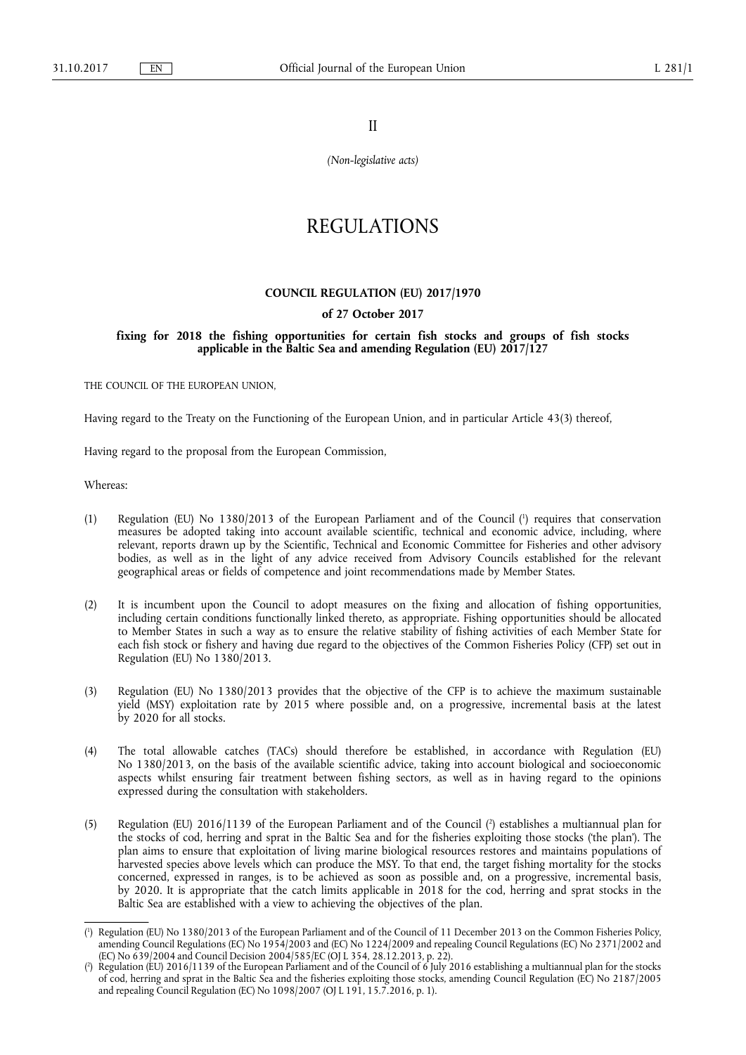II

*(Non-legislative acts)*

# REGULATIONS

## COUNCIL REGULATION (EU) 2017/1970

### of 27 October 2017

### fixing for 2018 the fishing opportunities for certain fish stocks and groups of fish stocks applicable in the Baltic Sea and amending Regulation (EU) 2017/127

THE COUNCIL OF THE EUROPEAN UNION,

Having regard to the Treaty on the Functioning of the European Union, and in particular Article 43(3) thereof,

Having regard to the proposal from the European Commission,

Whereas:

(1) Regulation (EU) No 1380/2013 of the European Parliament and of the Council [1] requires that conservation measures be adopted taking into account available scientific, technical and economic advice, including, where relevant, reports drawn up by the Scientific, Technical and Economic Committee for Fisheries and other advisory bodies, as well as in the light of any advice received from Advisory Councils established for the relevant geographical areas or fields of competence and joint recommendations made by Member States.

(2) It is incumbent upon the Council to adopt measures on the fixing and allocation of fishing opportunities, including certain conditions functionally linked thereto, as appropriate. Fishing opportunities should be allocated to Member States in such a way as to ensure the relative stability of fishing activities of each Member State for each fish stock or fishery and having due regard to the objectives of the Common Fisheries Policy (CFP) set out in Regulation (EU) No 1380/2013.

(3) Regulation (EU) No 1380/2013 provides that the objective of the CFP is to achieve the maximum sustainable yield (MSY) exploitation rate by 2015 where possible and, on a progressive, incremental basis at the latest by 2020 for all stocks.

(4) The total allowable catches (TACs) should therefore be established, in accordance with Regulation (EU) No 1380/2013, on the basis of the available scientific advice, taking into account biological and socioeconomic aspects whilst ensuring fair treatment between fishing sectors, as well as in having regard to the opinions expressed during the consultation with stakeholders.

(5) Regulation (EU) 2016/1139 of the European Parliament and of the Council [2] establishes a multiannual plan for the stocks of cod, herring and sprat in the Baltic Sea and for the fisheries exploiting those stocks ('the plan'). The plan aims to ensure that exploitation of living marine biological resources restores and maintains populations of harvested species above levels which can produce the MSY. To that end, the target fishing mortality for the stocks concerned, expressed in ranges, is to be achieved as soon as possible and, on a progressive, incremental basis, by 2020. It is appropriate that the catch limits applicable in 2018 for the cod, herring and sprat stocks in the Baltic Sea are established with a view to achieving the objectives of the plan.

---

[1] Regulation (EU) No 1380/2013 of the European Parliament and of the Council of 11 December 2013 on the Common Fisheries Policy, amending Council Regulations (EC) No 1954/2003 and (EC) No 1224/2009 and repealing Council Regulations (EC) No 2371/2002 and (EC) No 639/2004 and Council Decision 2004/585/EC (OJ L 354, 28.12.2013, p. 22).

[2] Regulation (EU) 2016/1139 of the European Parliament and of the Council of 6 July 2016 establishing a multiannual plan for the stocks of cod, herring and sprat in the Baltic Sea and the fisheries exploiting those stocks, amending Council Regulation (EC) No 2187/2005 and repealing Council Regulation (EC) No 1098/2007 (OJ L 191, 15.7.2016, p. 1).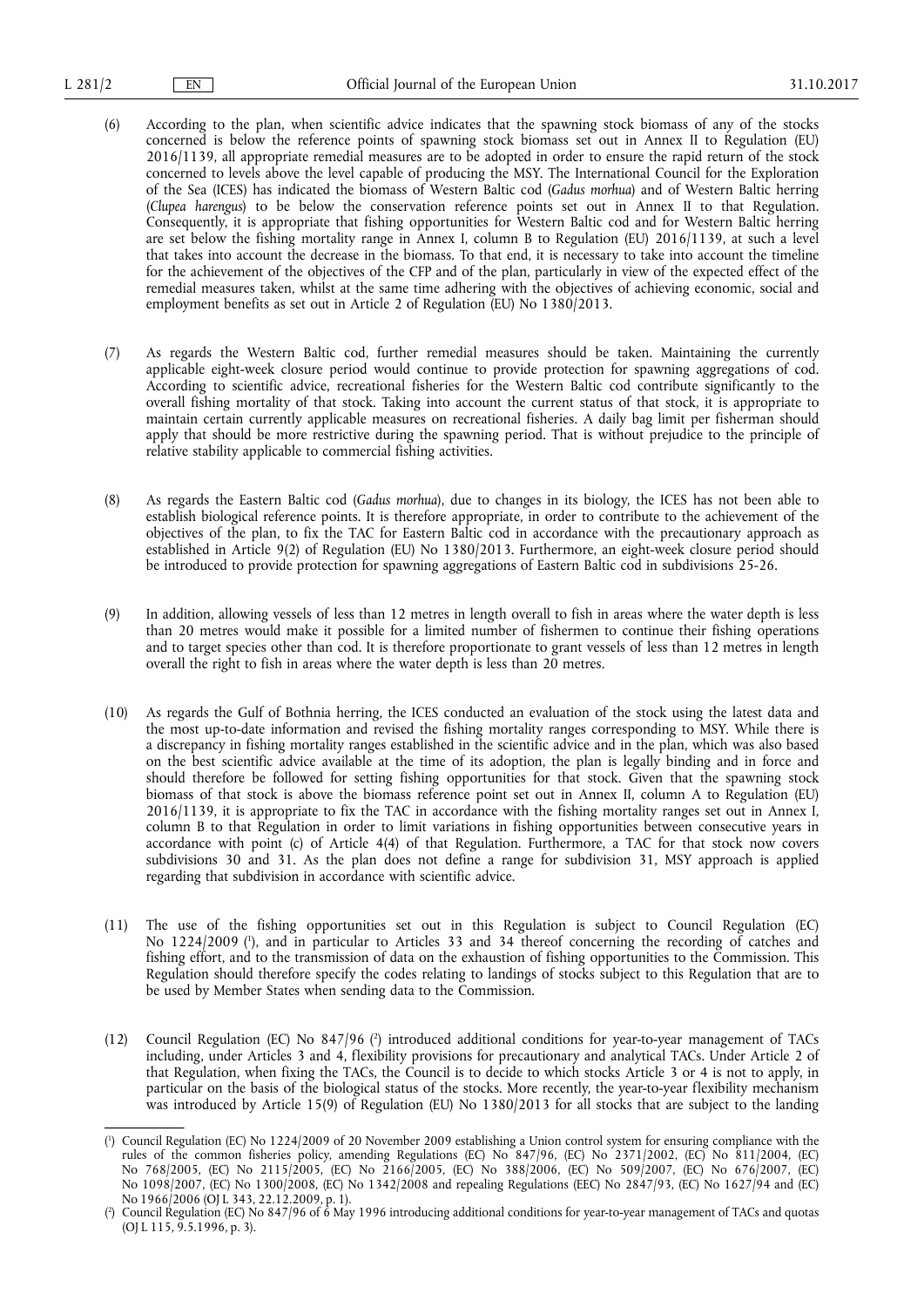(6) According to the plan, when scientific advice indicates that the spawning stock biomass of any of the stocks concerned is below the reference points of spawning stock biomass set out in Annex II to Regulation (EU) 2016/1139, all appropriate remedial measures are to be adopted in order to ensure the rapid return of the stock concerned to levels above the level capable of producing the MSY. The International Council for the Exploration of the Sea (ICES) has indicated the biomass of Western Baltic cod (*Gadus morhua*) and of Western Baltic herring (*Clupea harengus*) to be below the conservation reference points set out in Annex II to that Regulation. Consequently, it is appropriate that fishing opportunities for Western Baltic cod and for Western Baltic herring are set below the fishing mortality range in Annex I, column B to Regulation (EU) 2016/1139, at such a level that takes into account the decrease in the biomass. To that end, it is necessary to take into account the timeline for the achievement of the objectives of the CFP and of the plan, particularly in view of the expected effect of the remedial measures taken, whilst at the same time adhering with the objectives of achieving economic, social and employment benefits as set out in Article 2 of Regulation (EU) No 1380/2013.

(7) As regards the Western Baltic cod, further remedial measures should be taken. Maintaining the currently applicable eight-week closure period would continue to provide protection for spawning aggregations of cod. According to scientific advice, recreational fisheries for the Western Baltic cod contribute significantly to the overall fishing mortality of that stock. Taking into account the current status of that stock, it is appropriate to maintain certain currently applicable measures on recreational fisheries. A daily bag limit per fisherman should apply that should be more restrictive during the spawning period. That is without prejudice to the principle of relative stability applicable to commercial fishing activities.

(8) As regards the Eastern Baltic cod (*Gadus morhua*), due to changes in its biology, the ICES has not been able to establish biological reference points. It is therefore appropriate, in order to contribute to the achievement of the objectives of the plan, to fix the TAC for Eastern Baltic cod in accordance with the precautionary approach as established in Article 9(2) of Regulation (EU) No 1380/2013. Furthermore, an eight-week closure period should be introduced to provide protection for spawning aggregations of Eastern Baltic cod in subdivisions 25-26.

(9) In addition, allowing vessels of less than 12 metres in length overall to fish in areas where the water depth is less than 20 metres would make it possible for a limited number of fishermen to continue their fishing operations and to target species other than cod. It is therefore proportionate to grant vessels of less than 12 metres in length overall the right to fish in areas where the water depth is less than 20 metres.

(10) As regards the Gulf of Bothnia herring, the ICES conducted an evaluation of the stock using the latest data and the most up-to-date information and revised the fishing mortality ranges corresponding to MSY. While there is a discrepancy in fishing mortality ranges established in the scientific advice and in the plan, which was also based on the best scientific advice available at the time of its adoption, the plan is legally binding and in force and should therefore be followed for setting fishing opportunities for that stock. Given that the spawning stock biomass of that stock is above the biomass reference point set out in Annex II, column A to Regulation (EU) 2016/1139, it is appropriate to fix the TAC in accordance with the fishing mortality ranges set out in Annex I, column B to that Regulation in order to limit variations in fishing opportunities between consecutive years in accordance with point (c) of Article 4(4) of that Regulation. Furthermore, a TAC for that stock now covers subdivisions 30 and 31. As the plan does not define a range for subdivision 31, MSY approach is applied regarding that subdivision in accordance with scientific advice.

(11) The use of the fishing opportunities set out in this Regulation is subject to Council Regulation (EC) No 1224/2009 [1], and in particular to Articles 33 and 34 thereof concerning the recording of catches and fishing effort, and to the transmission of data on the exhaustion of fishing opportunities to the Commission. This Regulation should therefore specify the codes relating to landings of stocks subject to this Regulation that are to be used by Member States when sending data to the Commission.

(12) Council Regulation (EC) No 847/96 [2] introduced additional conditions for year-to-year management of TACs including, under Articles 3 and 4, flexibility provisions for precautionary and analytical TACs. Under Article 2 of that Regulation, when fixing the TACs, the Council is to decide to which stocks Article 3 or 4 is not to apply, in particular on the basis of the biological status of the stocks. More recently, the year-to-year flexibility mechanism was introduced by Article 15(9) of Regulation (EU) No 1380/2013 for all stocks that are subject to the landing

---

[1] Council Regulation (EC) No 1224/2009 of 20 November 2009 establishing a Union control system for ensuring compliance with the rules of the common fisheries policy, amending Regulations (EC) No 847/96, (EC) No 2371/2002, (EC) No 811/2004, (EC) No 768/2005, (EC) No 2115/2005, (EC) No 2166/2005, (EC) No 388/2006, (EC) No 509/2007, (EC) No 676/2007, (EC) No 1098/2007, (EC) No 1300/2008, (EC) No 1342/2008 and repealing Regulations (EEC) No 2847/93, (EC) No 1627/94 and (EC) No 1966/2006 (OJ L 343, 22.12.2009, p. 1).

[2] Council Regulation (EC) No 847/96 of 6 May 1996 introducing additional conditions for year-to-year management of TACs and quotas (OJ L 115, 9.5.1996, p. 3).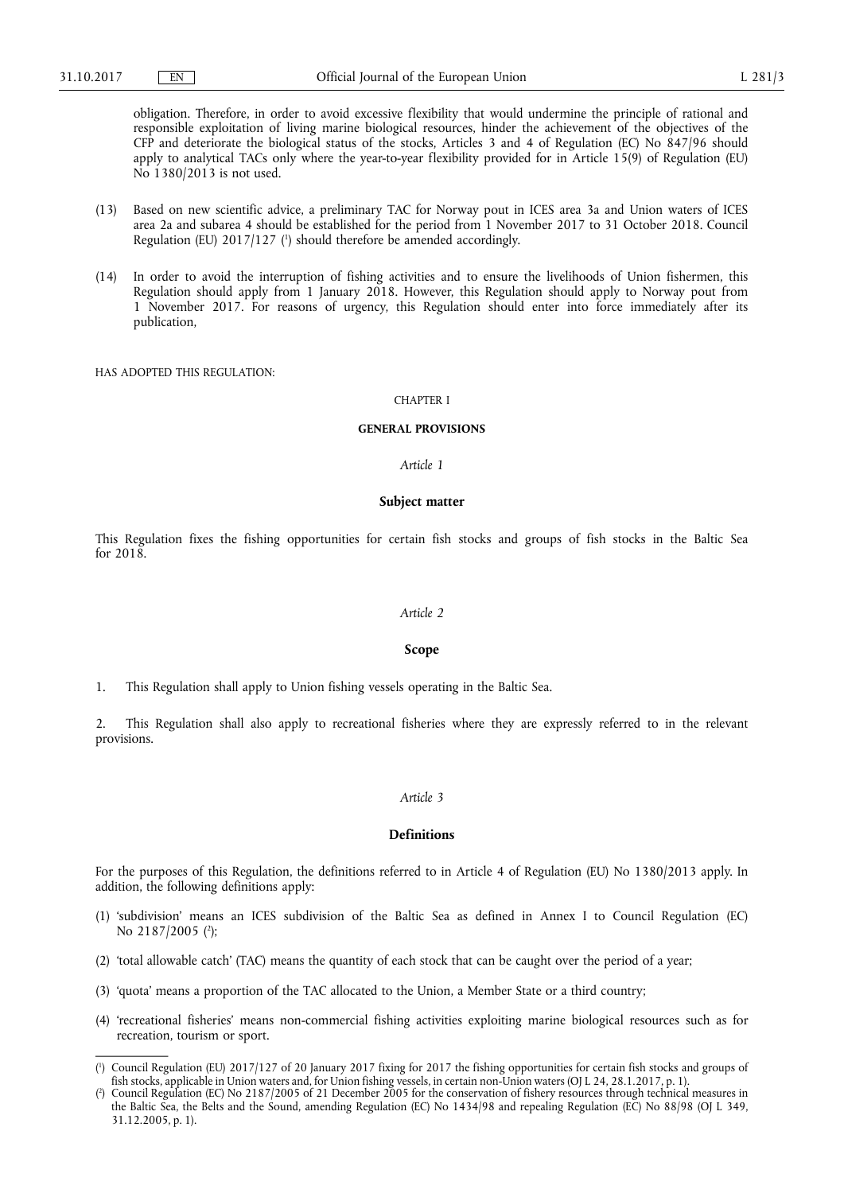obligation. Therefore, in order to avoid excessive flexibility that would undermine the principle of rational and responsible exploitation of living marine biological resources, hinder the achievement of the objectives of the CFP and deteriorate the biological status of the stocks, Articles 3 and 4 of Regulation (EC) No 847/96 should apply to analytical TACs only where the year-to-year flexibility provided for in Article 15(9) of Regulation (EU) No 1380/2013 is not used.

(13) Based on new scientific advice, a preliminary TAC for Norway pout in ICES area 3a and Union waters of ICES area 2a and subarea 4 should be established for the period from 1 November 2017 to 31 October 2018. Council Regulation (EU) 2017/127 [1] should therefore be amended accordingly.

(14) In order to avoid the interruption of fishing activities and to ensure the livelihoods of Union fishermen, this Regulation should apply from 1 January 2018. However, this Regulation should apply to Norway pout from 1 November 2017. For reasons of urgency, this Regulation should enter into force immediately after its publication,

HAS ADOPTED THIS REGULATION:

CHAPTER I

**GENERAL PROVISIONS**

*Article 1*

**Subject matter**

This Regulation fixes the fishing opportunities for certain fish stocks and groups of fish stocks in the Baltic Sea for 2018.

*Article 2*

**Scope**

1. This Regulation shall apply to Union fishing vessels operating in the Baltic Sea.

2. This Regulation shall also apply to recreational fisheries where they are expressly referred to in the relevant provisions.

*Article 3*

**Definitions**

For the purposes of this Regulation, the definitions referred to in Article 4 of Regulation (EU) No 1380/2013 apply. In addition, the following definitions apply:

(1) 'subdivision' means an ICES subdivision of the Baltic Sea as defined in Annex I to Council Regulation (EC) No 2187/2005 [2];

(2) 'total allowable catch' (TAC) means the quantity of each stock that can be caught over the period of a year;

(3) 'quota' means a proportion of the TAC allocated to the Union, a Member State or a third country;

(4) 'recreational fisheries' means non-commercial fishing activities exploiting marine biological resources such as for recreation, tourism or sport.

---

[1] Council Regulation (EU) 2017/127 of 20 January 2017 fixing for 2017 the fishing opportunities for certain fish stocks and groups of fish stocks, applicable in Union waters and, for Union fishing vessels, in certain non-Union waters (OJ L 24, 28.1.2017, p. 1).

[2] Council Regulation (EC) No 2187/2005 of 21 December 2005 for the conservation of fishery resources through technical measures in the Baltic Sea, the Belts and the Sound, amending Regulation (EC) No 1434/98 and repealing Regulation (EC) No 88/98 (OJ L 349, 31.12.2005, p. 1).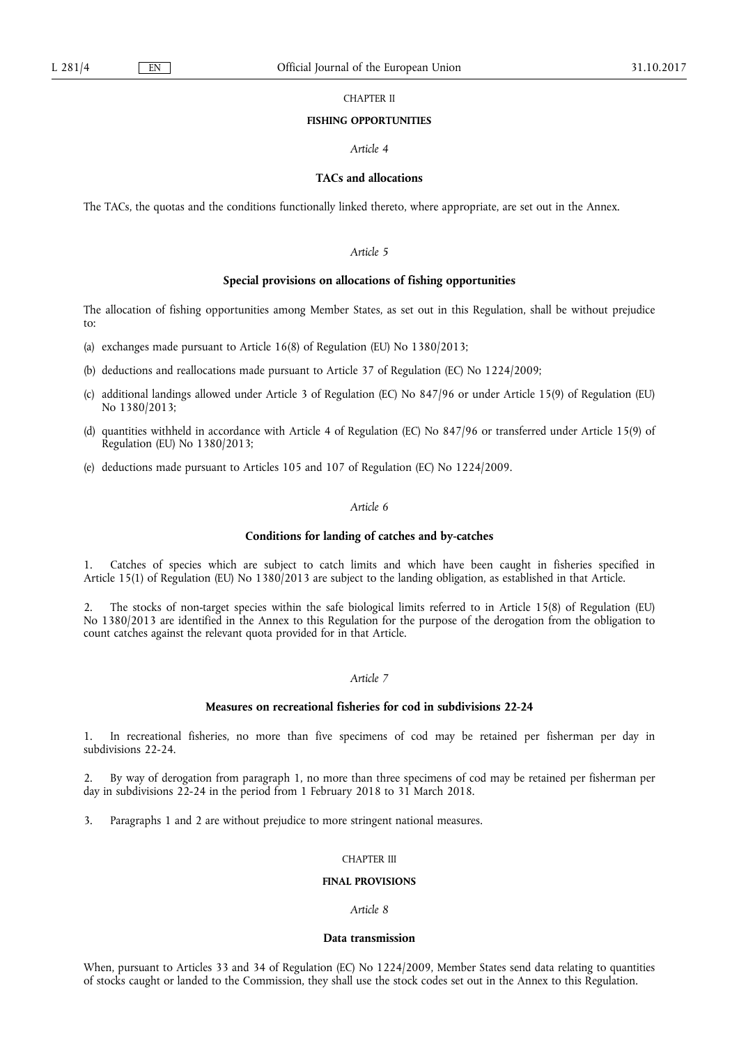## CHAPTER II

## FISHING OPPORTUNITIES

### *Article 4*

### TACs and allocations

The TACs, the quotas and the conditions functionally linked thereto, where appropriate, are set out in the Annex.

### *Article 5*

### Special provisions on allocations of fishing opportunities

The allocation of fishing opportunities among Member States, as set out in this Regulation, shall be without prejudice to:

(a) exchanges made pursuant to Article 16(8) of Regulation (EU) No 1380/2013;

(b) deductions and reallocations made pursuant to Article 37 of Regulation (EC) No 1224/2009;

(c) additional landings allowed under Article 3 of Regulation (EC) No 847/96 or under Article 15(9) of Regulation (EU) No 1380/2013;

(d) quantities withheld in accordance with Article 4 of Regulation (EC) No 847/96 or transferred under Article 15(9) of Regulation (EU) No 1380/2013;

(e) deductions made pursuant to Articles 105 and 107 of Regulation (EC) No 1224/2009.

### *Article 6*

### Conditions for landing of catches and by-catches

1. Catches of species which are subject to catch limits and which have been caught in fisheries specified in Article 15(1) of Regulation (EU) No 1380/2013 are subject to the landing obligation, as established in that Article.

2. The stocks of non-target species within the safe biological limits referred to in Article 15(8) of Regulation (EU) No 1380/2013 are identified in the Annex to this Regulation for the purpose of the derogation from the obligation to count catches against the relevant quota provided for in that Article.

### *Article 7*

### Measures on recreational fisheries for cod in subdivisions 22-24

1. In recreational fisheries, no more than five specimens of cod may be retained per fisherman per day in subdivisions 22-24.

2. By way of derogation from paragraph 1, no more than three specimens of cod may be retained per fisherman per day in subdivisions 22-24 in the period from 1 February 2018 to 31 March 2018.

3. Paragraphs 1 and 2 are without prejudice to more stringent national measures.

## CHAPTER III

## FINAL PROVISIONS

### *Article 8*

### Data transmission

When, pursuant to Articles 33 and 34 of Regulation (EC) No 1224/2009, Member States send data relating to quantities of stocks caught or landed to the Commission, they shall use the stock codes set out in the Annex to this Regulation.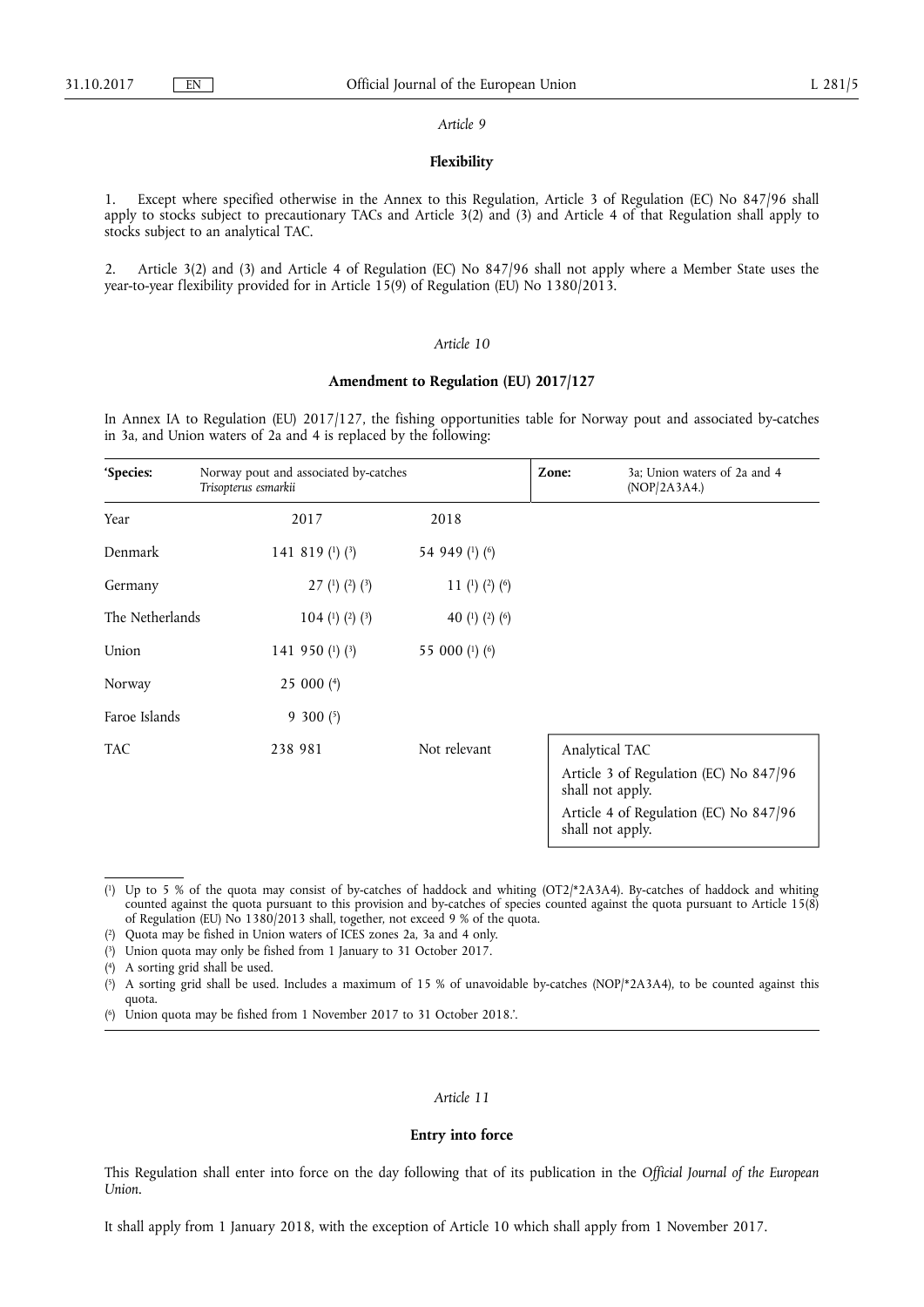*Article 9*

**Flexibility**

1. Except where specified otherwise in the Annex to this Regulation, Article 3 of Regulation (EC) No 847/96 shall apply to stocks subject to precautionary TACs and Article 3(2) and (3) and Article 4 of that Regulation shall apply to stocks subject to an analytical TAC.

2. Article 3(2) and (3) and Article 4 of Regulation (EC) No 847/96 shall not apply where a Member State uses the year-to-year flexibility provided for in Article 15(9) of Regulation (EU) No 1380/2013.

*Article 10*

**Amendment to Regulation (EU) 2017/127**

In Annex IA to Regulation (EU) 2017/127, the fishing opportunities table for Norway pout and associated by-catches in 3a, and Union waters of 2a and 4 is replaced by the following:

| 'Species: | Norway pout and associated by-catches *Trisopterus esmarkii* | | Zone: | 3a; Union waters of 2a and 4 (NOP/2A3A4.) |
|---|---|---|---|---|
| Year | 2017 | 2018 | | |
| Denmark | 141 819 (1) (3) | 54 949 (1) (6) | | |
| Germany | 27 (1) (2) (3) | 11 (1) (2) (6) | | |
| The Netherlands | 104 (1) (2) (3) | 40 (1) (2) (6) | | |
| Union | 141 950 (1) (3) | 55 000 (1) (6) | | |
| Norway | 25 000 (4) | | | |
| Faroe Islands | 9 300 (5) | | | |
| TAC | 238 981 | Not relevant | Analytical TAC<br>Article 3 of Regulation (EC) No 847/96 shall not apply.<br>Article 4 of Regulation (EC) No 847/96 shall not apply. | |

(1) Up to 5 % of the quota may consist of by-catches of haddock and whiting (OT2/*2A3A4). By-catches of haddock and whiting counted against the quota pursuant to this provision and by-catches of species counted against the quota pursuant to Article 15(8) of Regulation (EU) No 1380/2013 shall, together, not exceed 9 % of the quota.

(2) Quota may be fished in Union waters of ICES zones 2a, 3a and 4 only.

(3) Union quota may only be fished from 1 January to 31 October 2017.

(4) A sorting grid shall be used.

(5) A sorting grid shall be used. Includes a maximum of 15 % of unavoidable by-catches (NOP/*2A3A4), to be counted against this quota.

(6) Union quota may be fished from 1 November 2017 to 31 October 2018.'.

*Article 11*

**Entry into force**

This Regulation shall enter into force on the day following that of its publication in the *Official Journal of the European Union*.

It shall apply from 1 January 2018, with the exception of Article 10 which shall apply from 1 November 2017.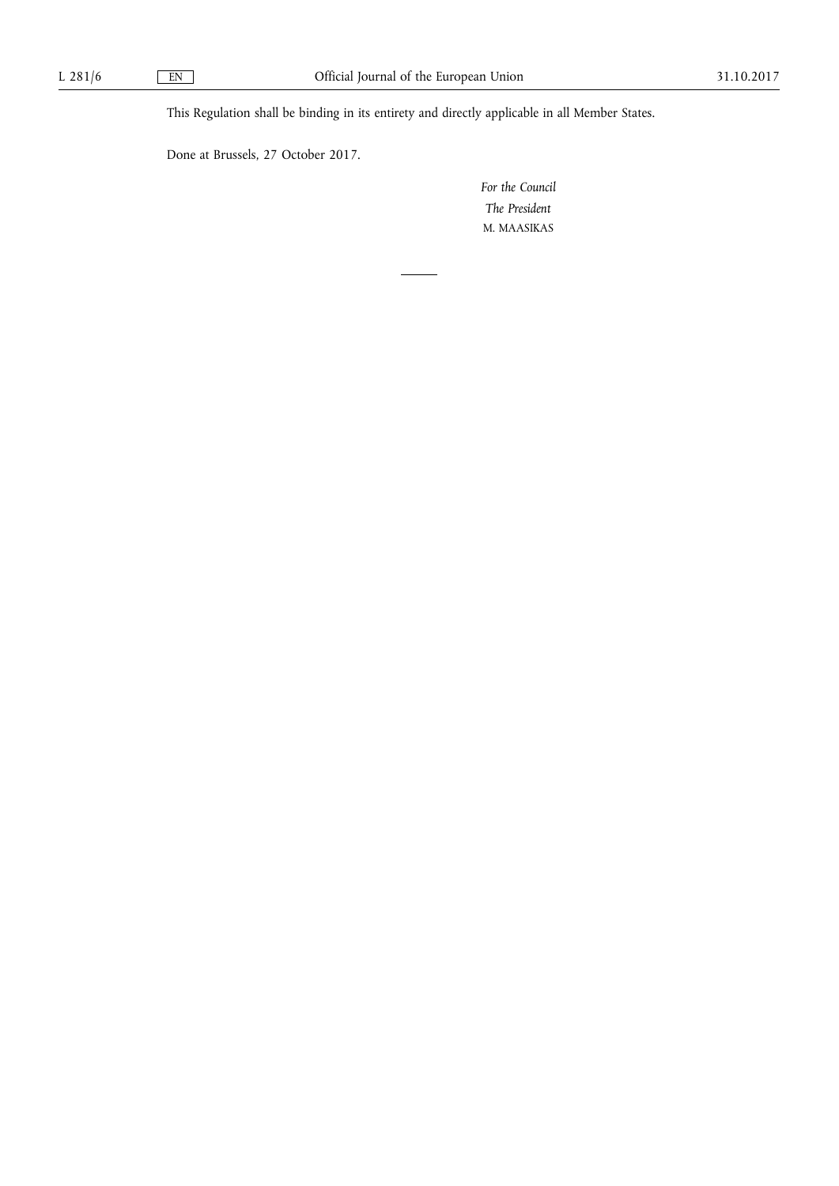This Regulation shall be binding in its entirety and directly applicable in all Member States.

Done at Brussels, 27 October 2017.

*For the Council*

*The President*

M. MAASIKAS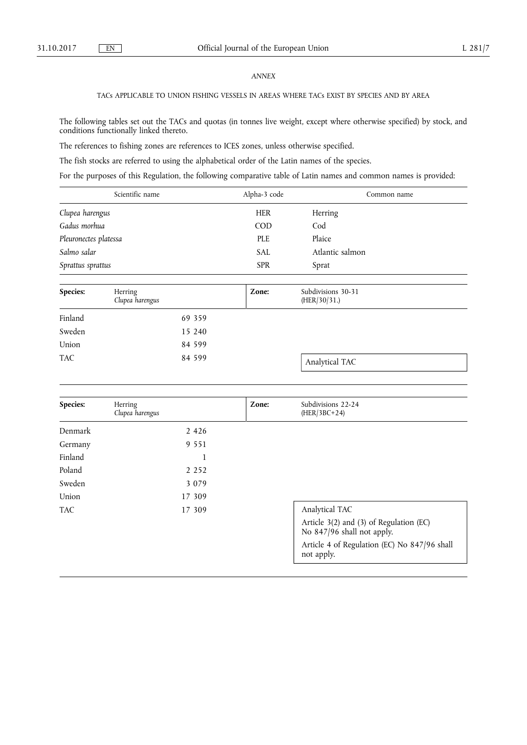*ANNEX*

TACs APPLICABLE TO UNION FISHING VESSELS IN AREAS WHERE TACs EXIST BY SPECIES AND BY AREA

The following tables set out the TACs and quotas (in tonnes live weight, except where otherwise specified) by stock, and conditions functionally linked thereto.

The references to fishing zones are references to ICES zones, unless otherwise specified.

The fish stocks are referred to using the alphabetical order of the Latin names of the species.

For the purposes of this Regulation, the following comparative table of Latin names and common names is provided:

| Scientific name | Alpha-3 code | Common name |
|---|---|---|
| *Clupea harengus* | HER | Herring |
| *Gadus morhua* | COD | Cod |
| *Pleuronectes platessa* | PLE | Plaice |
| *Salmo salar* | SAL | Atlantic salmon |
| *Sprattus sprattus* | SPR | Sprat |

| **Species:** | Herring *Clupea harengus* | **Zone:** | Subdivisions 30-31 (HER/30/31.) |
|---|---|---|---|
| Finland | 69 359 | | |
| Sweden | 15 240 | | |
| Union | 84 599 | | |
| TAC | 84 599 | | Analytical TAC |

| **Species:** | Herring *Clupea harengus* | **Zone:** | Subdivisions 22-24 (HER/3BC+24) |
|---|---|---|---|
| Denmark | 2 426 | | |
| Germany | 9 551 | | |
| Finland | 1 | | |
| Poland | 2 252 | | |
| Sweden | 3 079 | | |
| Union | 17 309 | | |
| TAC | 17 309 | | Analytical TAC<br>Article 3(2) and (3) of Regulation (EC) No 847/96 shall not apply.<br>Article 4 of Regulation (EC) No 847/96 shall not apply. |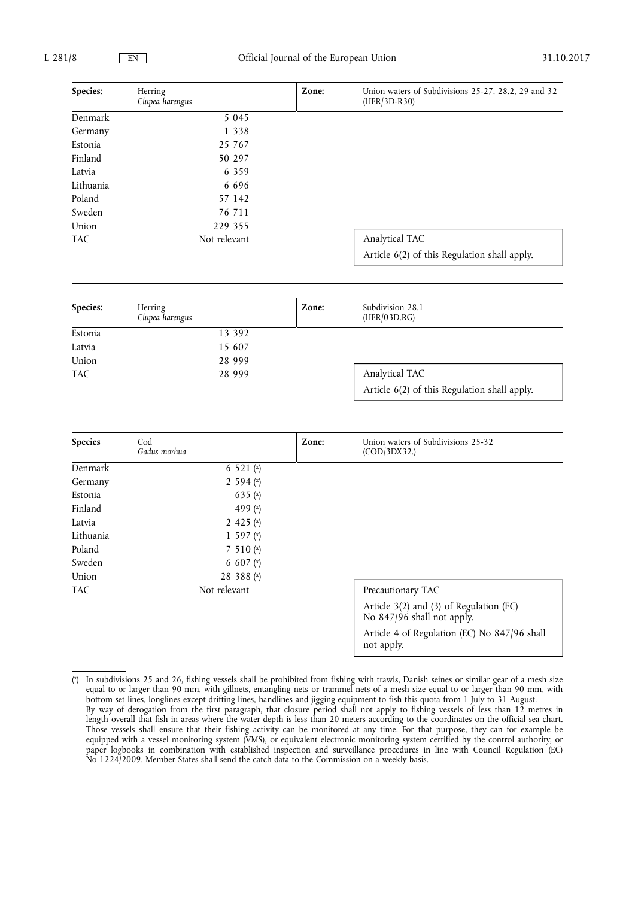| Species: | Herring *Clupea harengus* | Zone: | Union waters of Subdivisions 25-27, 28.2, 29 and 32 (HER/3D-R30) |
|---|---|---|---|
| Denmark | 5 045 | | |
| Germany | 1 338 | | |
| Estonia | 25 767 | | |
| Finland | 50 297 | | |
| Latvia | 6 359 | | |
| Lithuania | 6 696 | | |
| Poland | 57 142 | | |
| Sweden | 76 711 | | |
| Union | 229 355 | | |
| TAC | Not relevant | | Analytical TAC<br>Article 6(2) of this Regulation shall apply. |

| Species: | Herring *Clupea harengus* | Zone: | Subdivision 28.1 (HER/03D.RG) |
|---|---|---|---|
| Estonia | 13 392 | | |
| Latvia | 15 607 | | |
| Union | 28 999 | | |
| TAC | 28 999 | | Analytical TAC<br>Article 6(2) of this Regulation shall apply. |

| Species | Cod *Gadus morhua* | Zone: | Union waters of Subdivisions 25-32 (COD/3DX32.) |
|---|---|---|---|
| Denmark | 6 521 (x) | | |
| Germany | 2 594 (x) | | |
| Estonia | 635 (x) | | |
| Finland | 499 (x) | | |
| Latvia | 2 425 (x) | | |
| Lithuania | 1 597 (x) | | |
| Poland | 7 510 (x) | | |
| Sweden | 6 607 (x) | | |
| Union | 28 388 (x) | | |
| TAC | Not relevant | | Precautionary TAC<br>Article 3(2) and (3) of Regulation (EC) No 847/96 shall not apply.<br>Article 4 of Regulation (EC) No 847/96 shall not apply. |

(x) In subdivisions 25 and 26, fishing vessels shall be prohibited from fishing with trawls, Danish seines or similar gear of a mesh size equal to or larger than 90 mm, with gillnets, entangling nets or trammel nets of a mesh size equal to or larger than 90 mm, with bottom set lines, longlines except drifting lines, handlines and jigging equipment to fish this quota from 1 July to 31 August.
By way of derogation from the first paragraph, that closure period shall not apply to fishing vessels of less than 12 metres in length overall that fish in areas where the water depth is less than 20 meters according to the coordinates on the official sea chart. Those vessels shall ensure that their fishing activity can be monitored at any time. For that purpose, they can for example be equipped with a vessel monitoring system (VMS), or equivalent electronic monitoring system certified by the control authority, or paper logbooks in combination with established inspection and surveillance procedures in line with Council Regulation (EC) No 1224/2009. Member States shall send the catch data to the Commission on a weekly basis.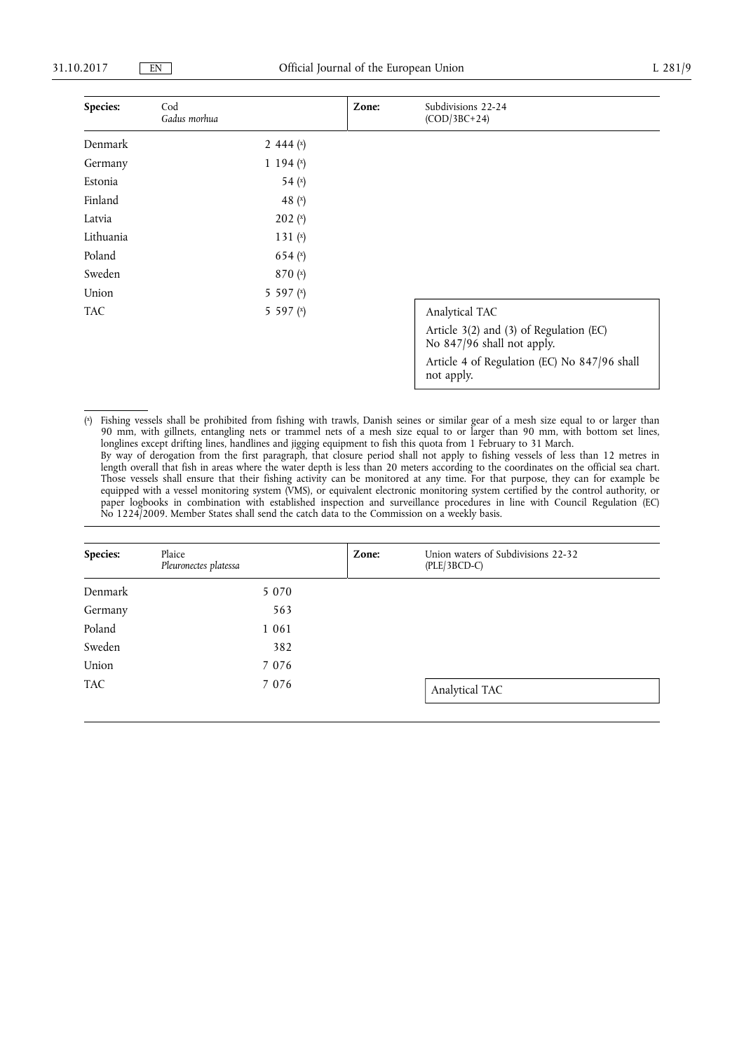| Species: | Cod *Gadus morhua* | Zone: | Subdivisions 22-24 (COD/3BC+24) |
|---|---|---|---|
| Denmark | 2 444 [x] | | |
| Germany | 1 194 [x] | | |
| Estonia | 54 [x] | | |
| Finland | 48 [x] | | |
| Latvia | 202 [x] | | |
| Lithuania | 131 [x] | | |
| Poland | 654 [x] | | |
| Sweden | 870 [x] | | |
| Union | 5 597 [x] | | |
| TAC | 5 597 [x] | | Analytical TAC<br>Article 3(2) and (3) of Regulation (EC) No 847/96 shall not apply.<br>Article 4 of Regulation (EC) No 847/96 shall not apply. |

[x] Fishing vessels shall be prohibited from fishing with trawls, Danish seines or similar gear of a mesh size equal to or larger than 90 mm, with gillnets, entangling nets or trammel nets of a mesh size equal to or larger than 90 mm, with bottom set lines, longlines except drifting lines, handlines and jigging equipment to fish this quota from 1 February to 31 March.
By way of derogation from the first paragraph, that closure period shall not apply to fishing vessels of less than 12 metres in length overall that fish in areas where the water depth is less than 20 meters according to the coordinates on the official sea chart. Those vessels shall ensure that their fishing activity can be monitored at any time. For that purpose, they can for example be equipped with a vessel monitoring system (VMS), or equivalent electronic monitoring system certified by the control authority, or paper logbooks in combination with established inspection and surveillance procedures in line with Council Regulation (EC) No 1224/2009. Member States shall send the catch data to the Commission on a weekly basis.

| Species: | Plaice *Pleuronectes platessa* | Zone: | Union waters of Subdivisions 22-32 (PLE/3BCD-C) |
|---|---|---|---|
| Denmark | 5 070 | | |
| Germany | 563 | | |
| Poland | 1 061 | | |
| Sweden | 382 | | |
| Union | 7 076 | | |
| TAC | 7 076 | | Analytical TAC |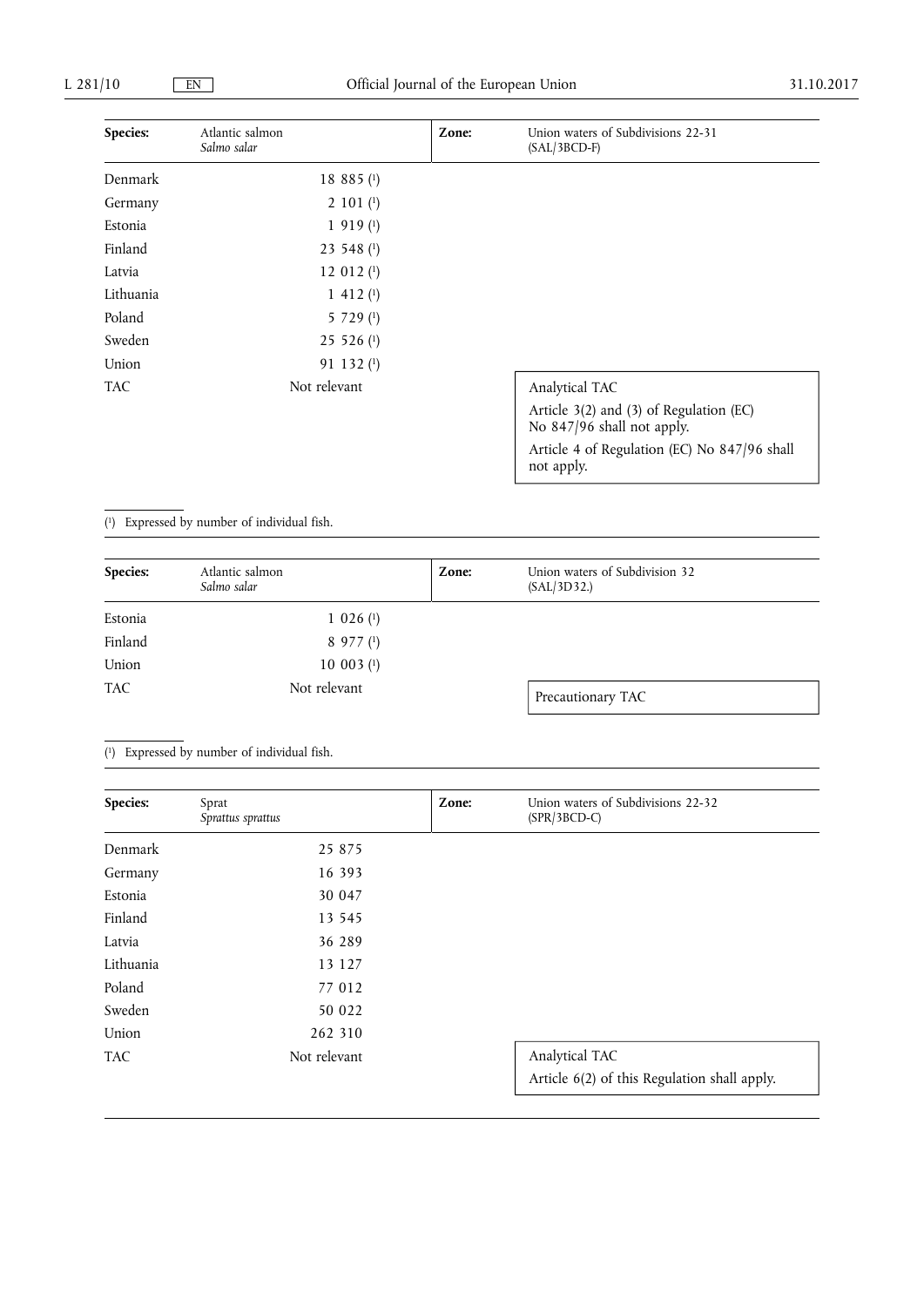| Species: | Atlantic salmon *Salmo salar* | Zone: | Union waters of Subdivisions 22-31 (SAL/3BCD-F) |
|---|---|---|---|
| Denmark | 18 885 [1] | | |
| Germany | 2 101 [1] | | |
| Estonia | 1 919 [1] | | |
| Finland | 23 548 [1] | | |
| Latvia | 12 012 [1] | | |
| Lithuania | 1 412 [1] | | |
| Poland | 5 729 [1] | | |
| Sweden | 25 526 [1] | | |
| Union | 91 132 [1] | | |
| TAC | Not relevant | | Analytical TAC<br>Article 3(2) and (3) of Regulation (EC) No 847/96 shall not apply.<br>Article 4 of Regulation (EC) No 847/96 shall not apply. |

[1] Expressed by number of individual fish.

| Species: | Atlantic salmon *Salmo salar* | Zone: | Union waters of Subdivision 32 (SAL/3D32.) |
|---|---|---|---|
| Estonia | 1 026 [1] | | |
| Finland | 8 977 [1] | | |
| Union | 10 003 [1] | | |
| TAC | Not relevant | | Precautionary TAC |

[1] Expressed by number of individual fish.

| Species: | Sprat *Sprattus sprattus* | Zone: | Union waters of Subdivisions 22-32 (SPR/3BCD-C) |
|---|---|---|---|
| Denmark | 25 875 | | |
| Germany | 16 393 | | |
| Estonia | 30 047 | | |
| Finland | 13 545 | | |
| Latvia | 36 289 | | |
| Lithuania | 13 127 | | |
| Poland | 77 012 | | |
| Sweden | 50 022 | | |
| Union | 262 310 | | |
| TAC | Not relevant | | Analytical TAC<br>Article 6(2) of this Regulation shall apply. |